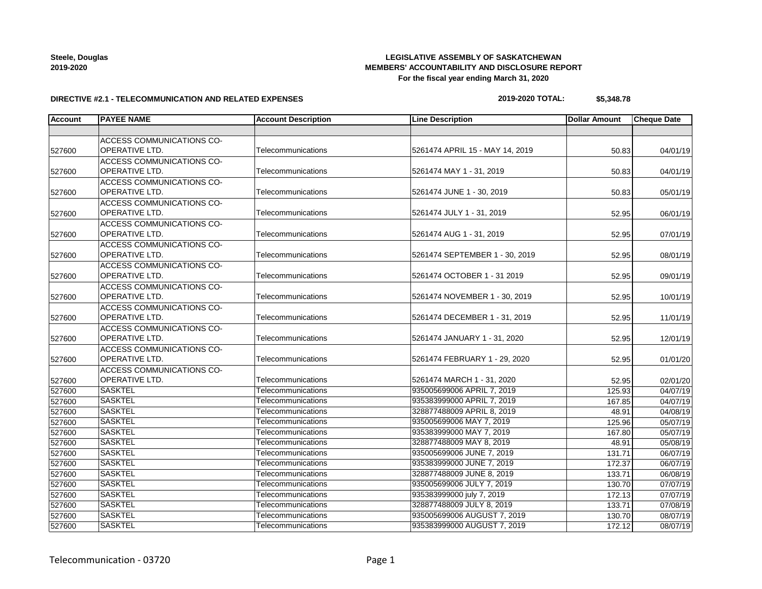**Steele, Douglas**
**2019-2020**

**LEGISLATIVE ASSEMBLY OF SASKATCHEWAN**
**MEMBERS' ACCOUNTABILITY AND DISCLOSURE REPORT**
**For the fiscal year ending March 31, 2020**

**DIRECTIVE #2.1 - TELECOMMUNICATION AND RELATED EXPENSES**

**2019-2020 TOTAL: $5,348.78**

| Account | PAYEE NAME | Account Description | Line Description | Dollar Amount | Cheque Date |
|---|---|---|---|---|---|
| | | | | | |
| 527600 | ACCESS COMMUNICATIONS CO-OPERATIVE LTD. | Telecommunications | 5261474 APRIL 15 - MAY 14, 2019 | 50.83 | 04/01/19 |
| 527600 | ACCESS COMMUNICATIONS CO-OPERATIVE LTD. | Telecommunications | 5261474 MAY 1 - 31, 2019 | 50.83 | 04/01/19 |
| 527600 | ACCESS COMMUNICATIONS CO-OPERATIVE LTD. | Telecommunications | 5261474 JUNE 1 - 30, 2019 | 50.83 | 05/01/19 |
| 527600 | ACCESS COMMUNICATIONS CO-OPERATIVE LTD. | Telecommunications | 5261474 JULY 1 - 31, 2019 | 52.95 | 06/01/19 |
| 527600 | ACCESS COMMUNICATIONS CO-OPERATIVE LTD. | Telecommunications | 5261474 AUG 1 - 31, 2019 | 52.95 | 07/01/19 |
| 527600 | ACCESS COMMUNICATIONS CO-OPERATIVE LTD. | Telecommunications | 5261474 SEPTEMBER 1 - 30, 2019 | 52.95 | 08/01/19 |
| 527600 | ACCESS COMMUNICATIONS CO-OPERATIVE LTD. | Telecommunications | 5261474 OCTOBER 1 - 31 2019 | 52.95 | 09/01/19 |
| 527600 | ACCESS COMMUNICATIONS CO-OPERATIVE LTD. | Telecommunications | 5261474 NOVEMBER 1 - 30, 2019 | 52.95 | 10/01/19 |
| 527600 | ACCESS COMMUNICATIONS CO-OPERATIVE LTD. | Telecommunications | 5261474 DECEMBER 1 - 31, 2019 | 52.95 | 11/01/19 |
| 527600 | ACCESS COMMUNICATIONS CO-OPERATIVE LTD. | Telecommunications | 5261474 JANUARY 1 - 31, 2020 | 52.95 | 12/01/19 |
| 527600 | ACCESS COMMUNICATIONS CO-OPERATIVE LTD. | Telecommunications | 5261474 FEBRUARY 1 - 29, 2020 | 52.95 | 01/01/20 |
| 527600 | ACCESS COMMUNICATIONS CO-OPERATIVE LTD. | Telecommunications | 5261474 MARCH 1 - 31, 2020 | 52.95 | 02/01/20 |
| 527600 | SASKTEL | Telecommunications | 935005699006 APRIL 7, 2019 | 125.93 | 04/07/19 |
| 527600 | SASKTEL | Telecommunications | 935383999000 APRIL 7, 2019 | 167.85 | 04/07/19 |
| 527600 | SASKTEL | Telecommunications | 328877488009 APRIL 8, 2019 | 48.91 | 04/08/19 |
| 527600 | SASKTEL | Telecommunications | 935005699006 MAY 7, 2019 | 125.96 | 05/07/19 |
| 527600 | SASKTEL | Telecommunications | 935383999000 MAY 7, 2019 | 167.80 | 05/07/19 |
| 527600 | SASKTEL | Telecommunications | 328877488009 MAY 8, 2019 | 48.91 | 05/08/19 |
| 527600 | SASKTEL | Telecommunications | 935005699006 JUNE 7, 2019 | 131.71 | 06/07/19 |
| 527600 | SASKTEL | Telecommunications | 935383999000 JUNE 7, 2019 | 172.37 | 06/07/19 |
| 527600 | SASKTEL | Telecommunications | 328877488009 JUNE 8, 2019 | 133.71 | 06/08/19 |
| 527600 | SASKTEL | Telecommunications | 935005699006 JULY 7, 2019 | 130.70 | 07/07/19 |
| 527600 | SASKTEL | Telecommunications | 935383999000 july 7, 2019 | 172.13 | 07/07/19 |
| 527600 | SASKTEL | Telecommunications | 328877488009 JULY 8, 2019 | 133.71 | 07/08/19 |
| 527600 | SASKTEL | Telecommunications | 935005699006 AUGUST 7, 2019 | 130.70 | 08/07/19 |
| 527600 | SASKTEL | Telecommunications | 935383999000 AUGUST 7, 2019 | 172.12 | 08/07/19 |

Telecommunication - 03720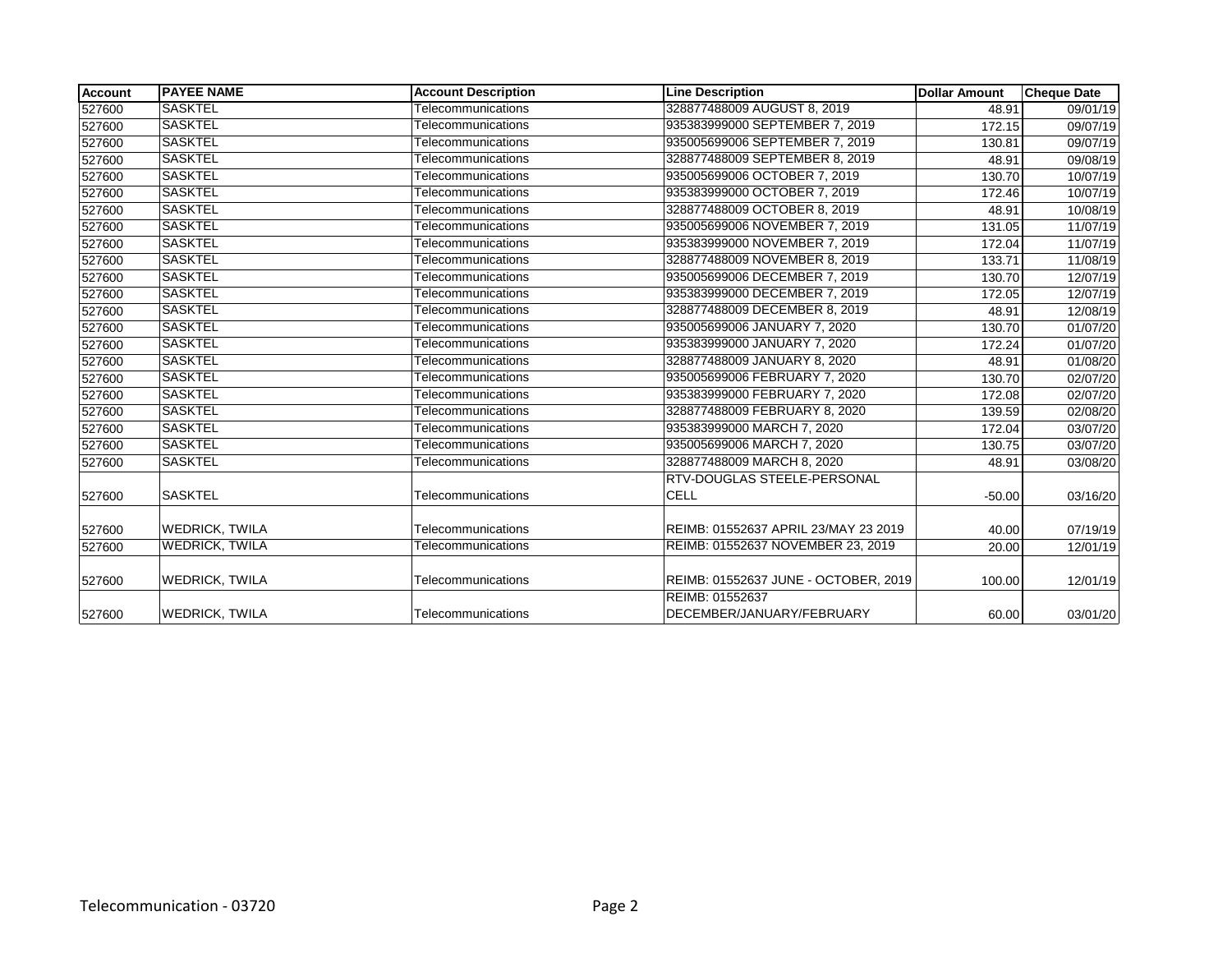| Account | PAYEE NAME | Account Description | Line Description | Dollar Amount | Cheque Date |
|---|---|---|---|---|---|
| 527600 | SASKTEL | Telecommunications | 328877488009 AUGUST 8, 2019 | 48.91 | 09/01/19 |
| 527600 | SASKTEL | Telecommunications | 935383999000 SEPTEMBER 7, 2019 | 172.15 | 09/07/19 |
| 527600 | SASKTEL | Telecommunications | 935005699006 SEPTEMBER 7, 2019 | 130.81 | 09/07/19 |
| 527600 | SASKTEL | Telecommunications | 328877488009 SEPTEMBER 8, 2019 | 48.91 | 09/08/19 |
| 527600 | SASKTEL | Telecommunications | 935005699006 OCTOBER 7, 2019 | 130.70 | 10/07/19 |
| 527600 | SASKTEL | Telecommunications | 935383999000 OCTOBER 7, 2019 | 172.46 | 10/07/19 |
| 527600 | SASKTEL | Telecommunications | 328877488009 OCTOBER 8, 2019 | 48.91 | 10/08/19 |
| 527600 | SASKTEL | Telecommunications | 935005699006 NOVEMBER 7, 2019 | 131.05 | 11/07/19 |
| 527600 | SASKTEL | Telecommunications | 935383999000 NOVEMBER 7, 2019 | 172.04 | 11/07/19 |
| 527600 | SASKTEL | Telecommunications | 328877488009 NOVEMBER 8, 2019 | 133.71 | 11/08/19 |
| 527600 | SASKTEL | Telecommunications | 935005699006 DECEMBER 7, 2019 | 130.70 | 12/07/19 |
| 527600 | SASKTEL | Telecommunications | 935383999000 DECEMBER 7, 2019 | 172.05 | 12/07/19 |
| 527600 | SASKTEL | Telecommunications | 328877488009 DECEMBER 8, 2019 | 48.91 | 12/08/19 |
| 527600 | SASKTEL | Telecommunications | 935005699006 JANUARY 7, 2020 | 130.70 | 01/07/20 |
| 527600 | SASKTEL | Telecommunications | 935383999000 JANUARY 7, 2020 | 172.24 | 01/07/20 |
| 527600 | SASKTEL | Telecommunications | 328877488009 JANUARY 8, 2020 | 48.91 | 01/08/20 |
| 527600 | SASKTEL | Telecommunications | 935005699006 FEBRUARY 7, 2020 | 130.70 | 02/07/20 |
| 527600 | SASKTEL | Telecommunications | 935383999000 FEBRUARY 7, 2020 | 172.08 | 02/07/20 |
| 527600 | SASKTEL | Telecommunications | 328877488009 FEBRUARY 8, 2020 | 139.59 | 02/08/20 |
| 527600 | SASKTEL | Telecommunications | 935383999000 MARCH 7, 2020 | 172.04 | 03/07/20 |
| 527600 | SASKTEL | Telecommunications | 935005699006 MARCH 7, 2020 | 130.75 | 03/07/20 |
| 527600 | SASKTEL | Telecommunications | 328877488009 MARCH 8, 2020 | 48.91 | 03/08/20 |
| 527600 | SASKTEL | Telecommunications | RTV-DOUGLAS STEELE-PERSONAL CELL | -50.00 | 03/16/20 |
| 527600 | WEDRICK, TWILA | Telecommunications | REIMB: 01552637 APRIL 23/MAY 23 2019 | 40.00 | 07/19/19 |
| 527600 | WEDRICK, TWILA | Telecommunications | REIMB: 01552637 NOVEMBER 23, 2019 | 20.00 | 12/01/19 |
| 527600 | WEDRICK, TWILA | Telecommunications | REIMB: 01552637 JUNE - OCTOBER, 2019 | 100.00 | 12/01/19 |
| 527600 | WEDRICK, TWILA | Telecommunications | REIMB: 01552637 DECEMBER/JANUARY/FEBRUARY | 60.00 | 03/01/20 |

Telecommunication - 03720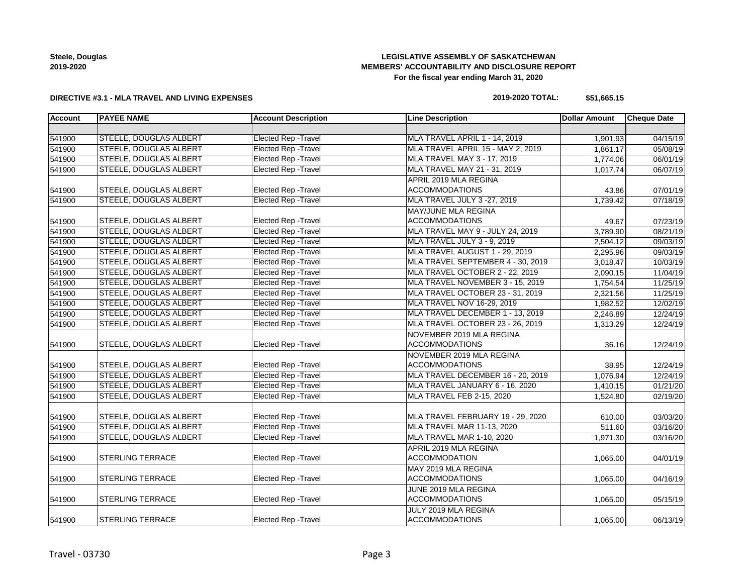Steele, Douglas
2019-2020

**LEGISLATIVE ASSEMBLY OF SASKATCHEWAN**
**MEMBERS' ACCOUNTABILITY AND DISCLOSURE REPORT**
**For the fiscal year ending March 31, 2020**

**DIRECTIVE #3.1 - MLA TRAVEL AND LIVING EXPENSES**

**2019-2020 TOTAL: $51,665.15**

| Account | PAYEE NAME | Account Description | Line Description | Dollar Amount | Cheque Date |
|---|---|---|---|---|---|
| | | | | | |
| 541900 | STEELE, DOUGLAS ALBERT | Elected Rep -Travel | MLA TRAVEL APRIL 1 - 14, 2019 | 1,901.93 | 04/15/19 |
| 541900 | STEELE, DOUGLAS ALBERT | Elected Rep -Travel | MLA TRAVEL APRIL 15 - MAY 2, 2019 | 1,861.17 | 05/08/19 |
| 541900 | STEELE, DOUGLAS ALBERT | Elected Rep -Travel | MLA TRAVEL MAY 3 - 17, 2019 | 1,774.06 | 06/01/19 |
| 541900 | STEELE, DOUGLAS ALBERT | Elected Rep -Travel | MLA TRAVEL MAY 21 - 31, 2019 | 1,017.74 | 06/07/19 |
| 541900 | STEELE, DOUGLAS ALBERT | Elected Rep -Travel | APRIL 2019 MLA REGINA ACCOMMODATIONS | 43.86 | 07/01/19 |
| 541900 | STEELE, DOUGLAS ALBERT | Elected Rep -Travel | MLA TRAVEL JULY 3 -27, 2019 | 1,739.42 | 07/18/19 |
| 541900 | STEELE, DOUGLAS ALBERT | Elected Rep -Travel | MAY/JUNE MLA REGINA ACCOMMODATIONS | 49.67 | 07/23/19 |
| 541900 | STEELE, DOUGLAS ALBERT | Elected Rep -Travel | MLA TRAVEL MAY 9 - JULY 24, 2019 | 3,789.90 | 08/21/19 |
| 541900 | STEELE, DOUGLAS ALBERT | Elected Rep -Travel | MLA TRAVEL JULY 3 - 9, 2019 | 2,504.12 | 09/03/19 |
| 541900 | STEELE, DOUGLAS ALBERT | Elected Rep -Travel | MLA TRAVEL AUGUST 1 - 29, 2019 | 2,295.96 | 09/03/19 |
| 541900 | STEELE, DOUGLAS ALBERT | Elected Rep -Travel | MLA TRAVEL SEPTEMBER 4 - 30, 2019 | 3,018.47 | 10/03/19 |
| 541900 | STEELE, DOUGLAS ALBERT | Elected Rep -Travel | MLA TRAVEL OCTOBER 2 - 22, 2019 | 2,090.15 | 11/04/19 |
| 541900 | STEELE, DOUGLAS ALBERT | Elected Rep -Travel | MLA TRAVEL NOVEMBER 3 - 15, 2019 | 1,754.54 | 11/25/19 |
| 541900 | STEELE, DOUGLAS ALBERT | Elected Rep -Travel | MLA TRAVEL OCTOBER 23 - 31, 2019 | 2,321.56 | 11/25/19 |
| 541900 | STEELE, DOUGLAS ALBERT | Elected Rep -Travel | MLA TRAVEL NOV 16-29, 2019 | 1,982.52 | 12/02/19 |
| 541900 | STEELE, DOUGLAS ALBERT | Elected Rep -Travel | MLA TRAVEL DECEMBER 1 - 13, 2019 | 2,246.89 | 12/24/19 |
| 541900 | STEELE, DOUGLAS ALBERT | Elected Rep -Travel | MLA TRAVEL OCTOBER 23 - 26, 2019 | 1,313.29 | 12/24/19 |
| 541900 | STEELE, DOUGLAS ALBERT | Elected Rep -Travel | NOVEMBER 2019 MLA REGINA ACCOMMODATIONS | 36.16 | 12/24/19 |
| 541900 | STEELE, DOUGLAS ALBERT | Elected Rep -Travel | NOVEMBER 2019 MLA REGINA ACCOMMODATIONS | 38.95 | 12/24/19 |
| 541900 | STEELE, DOUGLAS ALBERT | Elected Rep -Travel | MLA TRAVEL DECEMBER 16 - 20, 2019 | 1,076.94 | 12/24/19 |
| 541900 | STEELE, DOUGLAS ALBERT | Elected Rep -Travel | MLA TRAVEL JANUARY 6 - 16, 2020 | 1,410.15 | 01/21/20 |
| 541900 | STEELE, DOUGLAS ALBERT | Elected Rep -Travel | MLA TRAVEL FEB 2-15, 2020 | 1,524.80 | 02/19/20 |
| 541900 | STEELE, DOUGLAS ALBERT | Elected Rep -Travel | MLA TRAVEL FEBRUARY 19 - 29, 2020 | 610.00 | 03/03/20 |
| 541900 | STEELE, DOUGLAS ALBERT | Elected Rep -Travel | MLA TRAVEL MAR 11-13, 2020 | 511.60 | 03/16/20 |
| 541900 | STEELE, DOUGLAS ALBERT | Elected Rep -Travel | MLA TRAVEL MAR 1-10, 2020 | 1,971.30 | 03/16/20 |
| 541900 | STERLING TERRACE | Elected Rep -Travel | APRIL 2019 MLA REGINA ACCOMMODATION | 1,065.00 | 04/01/19 |
| 541900 | STERLING TERRACE | Elected Rep -Travel | MAY 2019 MLA REGINA ACCOMMODATIONS | 1,065.00 | 04/16/19 |
| 541900 | STERLING TERRACE | Elected Rep -Travel | JUNE 2019 MLA REGINA ACCOMMODATIONS | 1,065.00 | 05/15/19 |
| 541900 | STERLING TERRACE | Elected Rep -Travel | JULY 2019 MLA REGINA ACCOMMODATIONS | 1,065.00 | 06/13/19 |

Travel - 03730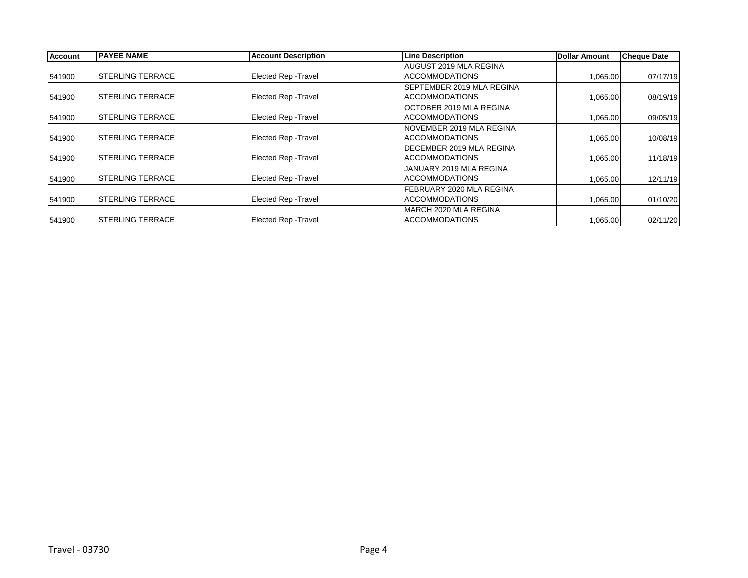| Account | PAYEE NAME | Account Description | Line Description | Dollar Amount | Cheque Date |
|---|---|---|---|---|---|
| 541900 | STERLING TERRACE | Elected Rep -Travel | AUGUST 2019 MLA REGINA ACCOMMODATIONS | 1,065.00 | 07/17/19 |
| 541900 | STERLING TERRACE | Elected Rep -Travel | SEPTEMBER 2019 MLA REGINA ACCOMMODATIONS | 1,065.00 | 08/19/19 |
| 541900 | STERLING TERRACE | Elected Rep -Travel | OCTOBER 2019 MLA REGINA ACCOMMODATIONS | 1,065.00 | 09/05/19 |
| 541900 | STERLING TERRACE | Elected Rep -Travel | NOVEMBER 2019 MLA REGINA ACCOMMODATIONS | 1,065.00 | 10/08/19 |
| 541900 | STERLING TERRACE | Elected Rep -Travel | DECEMBER 2019 MLA REGINA ACCOMMODATIONS | 1,065.00 | 11/18/19 |
| 541900 | STERLING TERRACE | Elected Rep -Travel | JANUARY 2019 MLA REGINA ACCOMMODATIONS | 1,065.00 | 12/11/19 |
| 541900 | STERLING TERRACE | Elected Rep -Travel | FEBRUARY 2020 MLA REGINA ACCOMMODATIONS | 1,065.00 | 01/10/20 |
| 541900 | STERLING TERRACE | Elected Rep -Travel | MARCH 2020 MLA REGINA ACCOMMODATIONS | 1,065.00 | 02/11/20 |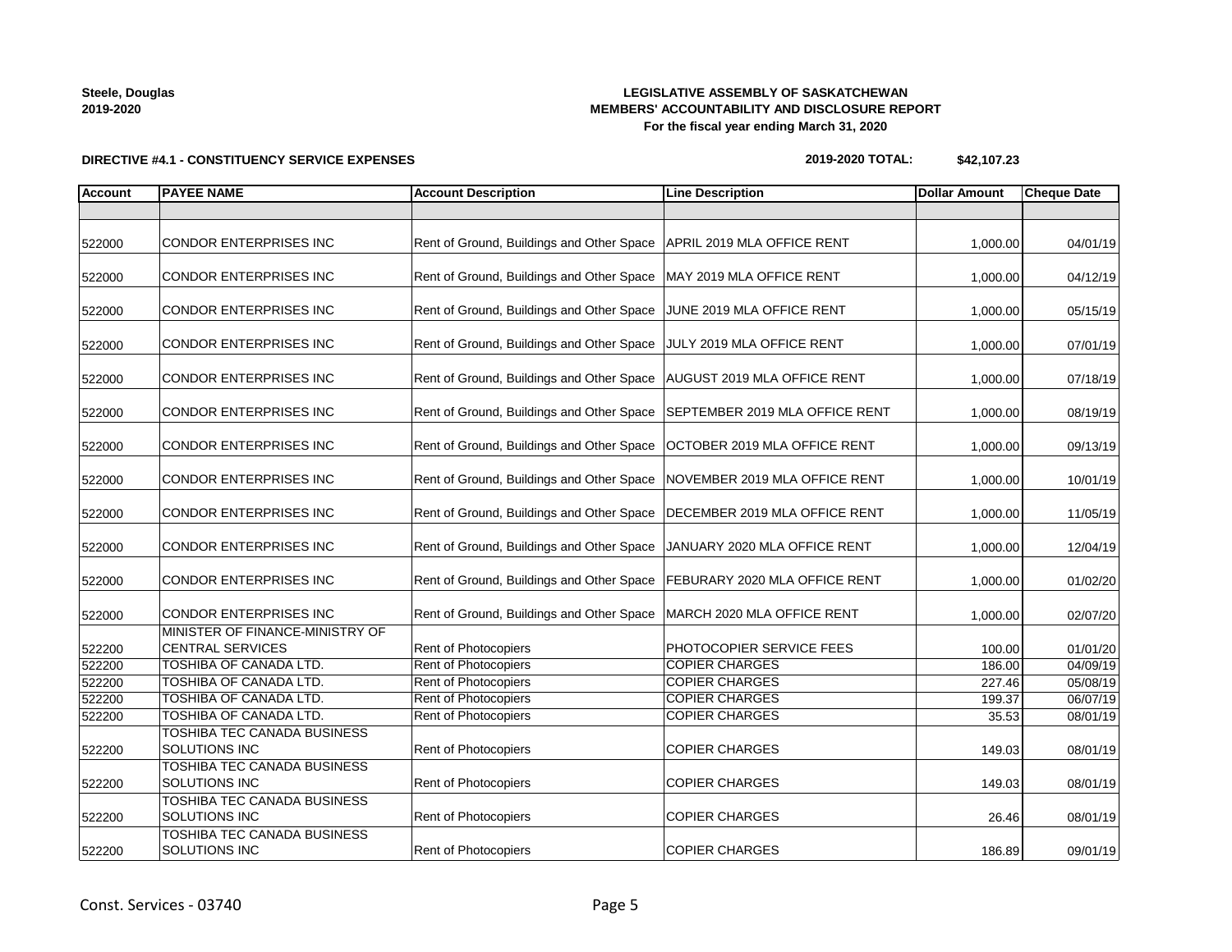Steele, Douglas
2019-2020

**LEGISLATIVE ASSEMBLY OF SASKATCHEWAN**
**MEMBERS' ACCOUNTABILITY AND DISCLOSURE REPORT**
**For the fiscal year ending March 31, 2020**

**DIRECTIVE #4.1 - CONSTITUENCY SERVICE EXPENSES**

**2019-2020 TOTAL: $42,107.23**

| Account | PAYEE NAME | Account Description | Line Description | Dollar Amount | Cheque Date |
|---|---|---|---|---|---|
| | | | | | |
| 522000 | CONDOR ENTERPRISES INC | Rent of Ground, Buildings and Other Space | APRIL 2019 MLA OFFICE RENT | 1,000.00 | 04/01/19 |
| 522000 | CONDOR ENTERPRISES INC | Rent of Ground, Buildings and Other Space | MAY 2019 MLA OFFICE RENT | 1,000.00 | 04/12/19 |
| 522000 | CONDOR ENTERPRISES INC | Rent of Ground, Buildings and Other Space | JUNE 2019 MLA OFFICE RENT | 1,000.00 | 05/15/19 |
| 522000 | CONDOR ENTERPRISES INC | Rent of Ground, Buildings and Other Space | JULY 2019 MLA OFFICE RENT | 1,000.00 | 07/01/19 |
| 522000 | CONDOR ENTERPRISES INC | Rent of Ground, Buildings and Other Space | AUGUST 2019 MLA OFFICE RENT | 1,000.00 | 07/18/19 |
| 522000 | CONDOR ENTERPRISES INC | Rent of Ground, Buildings and Other Space | SEPTEMBER 2019 MLA OFFICE RENT | 1,000.00 | 08/19/19 |
| 522000 | CONDOR ENTERPRISES INC | Rent of Ground, Buildings and Other Space | OCTOBER 2019 MLA OFFICE RENT | 1,000.00 | 09/13/19 |
| 522000 | CONDOR ENTERPRISES INC | Rent of Ground, Buildings and Other Space | NOVEMBER 2019 MLA OFFICE RENT | 1,000.00 | 10/01/19 |
| 522000 | CONDOR ENTERPRISES INC | Rent of Ground, Buildings and Other Space | DECEMBER 2019 MLA OFFICE RENT | 1,000.00 | 11/05/19 |
| 522000 | CONDOR ENTERPRISES INC | Rent of Ground, Buildings and Other Space | JANUARY 2020 MLA OFFICE RENT | 1,000.00 | 12/04/19 |
| 522000 | CONDOR ENTERPRISES INC | Rent of Ground, Buildings and Other Space | FEBURARY 2020 MLA OFFICE RENT | 1,000.00 | 01/02/20 |
| 522000 | CONDOR ENTERPRISES INC | Rent of Ground, Buildings and Other Space | MARCH 2020 MLA OFFICE RENT | 1,000.00 | 02/07/20 |
| 522200 | MINISTER OF FINANCE-MINISTRY OF CENTRAL SERVICES | Rent of Photocopiers | PHOTOCOPIER SERVICE FEES | 100.00 | 01/01/20 |
| 522200 | TOSHIBA OF CANADA LTD. | Rent of Photocopiers | COPIER CHARGES | 186.00 | 04/09/19 |
| 522200 | TOSHIBA OF CANADA LTD. | Rent of Photocopiers | COPIER CHARGES | 227.46 | 05/08/19 |
| 522200 | TOSHIBA OF CANADA LTD. | Rent of Photocopiers | COPIER CHARGES | 199.37 | 06/07/19 |
| 522200 | TOSHIBA OF CANADA LTD. | Rent of Photocopiers | COPIER CHARGES | 35.53 | 08/01/19 |
| 522200 | TOSHIBA TEC CANADA BUSINESS SOLUTIONS INC | Rent of Photocopiers | COPIER CHARGES | 149.03 | 08/01/19 |
| 522200 | TOSHIBA TEC CANADA BUSINESS SOLUTIONS INC | Rent of Photocopiers | COPIER CHARGES | 149.03 | 08/01/19 |
| 522200 | TOSHIBA TEC CANADA BUSINESS SOLUTIONS INC | Rent of Photocopiers | COPIER CHARGES | 26.46 | 08/01/19 |
| 522200 | TOSHIBA TEC CANADA BUSINESS SOLUTIONS INC | Rent of Photocopiers | COPIER CHARGES | 186.89 | 09/01/19 |

Const. Services - 03740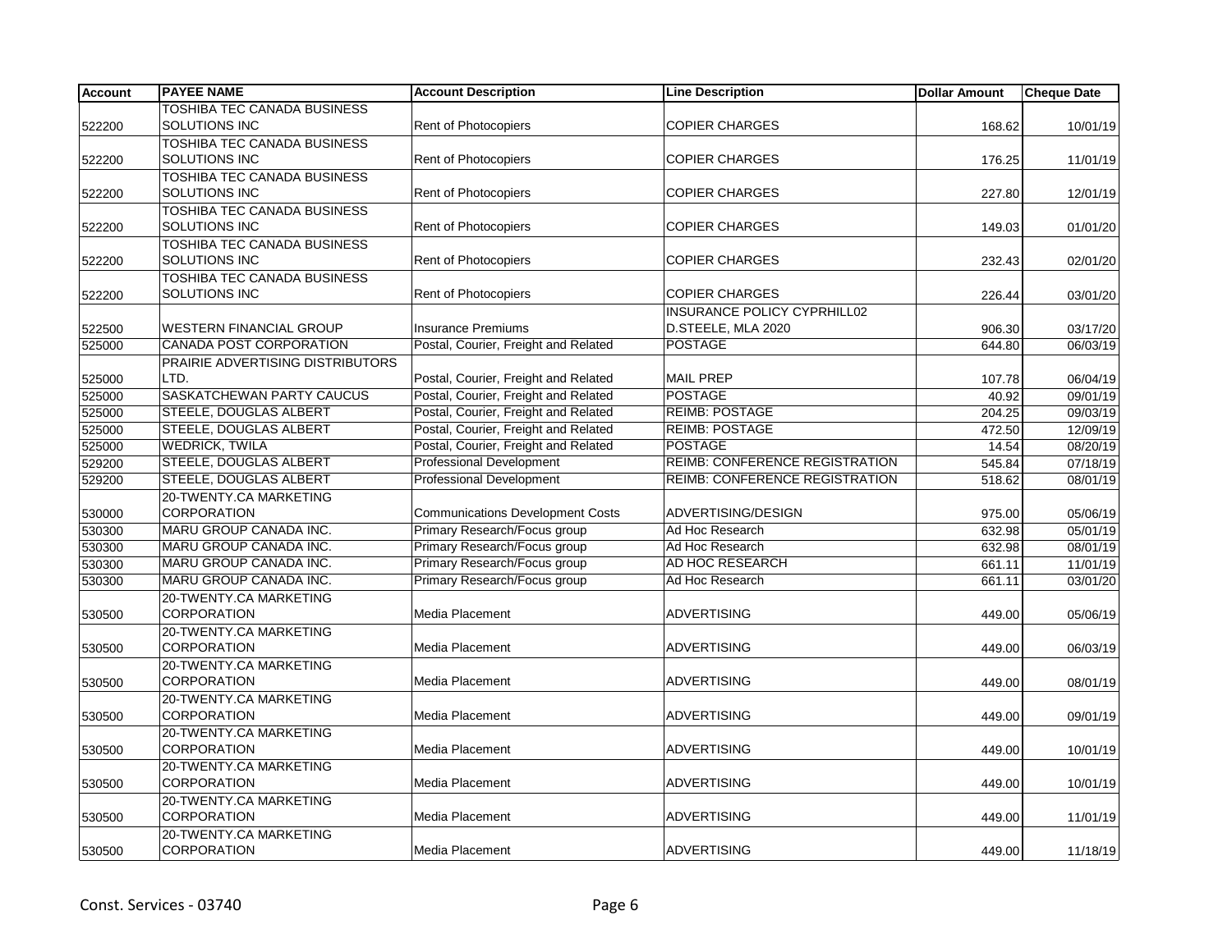| Account | PAYEE NAME | Account Description | Line Description | Dollar Amount | Cheque Date |
|---|---|---|---|---|---|
| 522200 | TOSHIBA TEC CANADA BUSINESS SOLUTIONS INC | Rent of Photocopiers | COPIER CHARGES | 168.62 | 10/01/19 |
| 522200 | TOSHIBA TEC CANADA BUSINESS SOLUTIONS INC | Rent of Photocopiers | COPIER CHARGES | 176.25 | 11/01/19 |
| 522200 | TOSHIBA TEC CANADA BUSINESS SOLUTIONS INC | Rent of Photocopiers | COPIER CHARGES | 227.80 | 12/01/19 |
| 522200 | TOSHIBA TEC CANADA BUSINESS SOLUTIONS INC | Rent of Photocopiers | COPIER CHARGES | 149.03 | 01/01/20 |
| 522200 | TOSHIBA TEC CANADA BUSINESS SOLUTIONS INC | Rent of Photocopiers | COPIER CHARGES | 232.43 | 02/01/20 |
| 522200 | TOSHIBA TEC CANADA BUSINESS SOLUTIONS INC | Rent of Photocopiers | COPIER CHARGES | 226.44 | 03/01/20 |
| 522500 | WESTERN FINANCIAL GROUP | Insurance Premiums | INSURANCE POLICY CYPRHILL02 D.STEELE, MLA 2020 | 906.30 | 03/17/20 |
| 525000 | CANADA POST CORPORATION | Postal, Courier, Freight and Related | POSTAGE | 644.80 | 06/03/19 |
| 525000 | PRAIRIE ADVERTISING DISTRIBUTORS LTD. | Postal, Courier, Freight and Related | MAIL PREP | 107.78 | 06/04/19 |
| 525000 | SASKATCHEWAN PARTY CAUCUS | Postal, Courier, Freight and Related | POSTAGE | 40.92 | 09/01/19 |
| 525000 | STEELE, DOUGLAS ALBERT | Postal, Courier, Freight and Related | REIMB: POSTAGE | 204.25 | 09/03/19 |
| 525000 | STEELE, DOUGLAS ALBERT | Postal, Courier, Freight and Related | REIMB: POSTAGE | 472.50 | 12/09/19 |
| 525000 | WEDRICK, TWILA | Postal, Courier, Freight and Related | POSTAGE | 14.54 | 08/20/19 |
| 529200 | STEELE, DOUGLAS ALBERT | Professional Development | REIMB: CONFERENCE REGISTRATION | 545.84 | 07/18/19 |
| 529200 | STEELE, DOUGLAS ALBERT | Professional Development | REIMB: CONFERENCE REGISTRATION | 518.62 | 08/01/19 |
| 530000 | 20-TWENTY.CA MARKETING CORPORATION | Communications Development Costs | ADVERTISING/DESIGN | 975.00 | 05/06/19 |
| 530300 | MARU GROUP CANADA INC. | Primary Research/Focus group | Ad Hoc Research | 632.98 | 05/01/19 |
| 530300 | MARU GROUP CANADA INC. | Primary Research/Focus group | Ad Hoc Research | 632.98 | 08/01/19 |
| 530300 | MARU GROUP CANADA INC. | Primary Research/Focus group | AD HOC RESEARCH | 661.11 | 11/01/19 |
| 530300 | MARU GROUP CANADA INC. | Primary Research/Focus group | Ad Hoc Research | 661.11 | 03/01/20 |
| 530500 | 20-TWENTY.CA MARKETING CORPORATION | Media Placement | ADVERTISING | 449.00 | 05/06/19 |
| 530500 | 20-TWENTY.CA MARKETING CORPORATION | Media Placement | ADVERTISING | 449.00 | 06/03/19 |
| 530500 | 20-TWENTY.CA MARKETING CORPORATION | Media Placement | ADVERTISING | 449.00 | 08/01/19 |
| 530500 | 20-TWENTY.CA MARKETING CORPORATION | Media Placement | ADVERTISING | 449.00 | 09/01/19 |
| 530500 | 20-TWENTY.CA MARKETING CORPORATION | Media Placement | ADVERTISING | 449.00 | 10/01/19 |
| 530500 | 20-TWENTY.CA MARKETING CORPORATION | Media Placement | ADVERTISING | 449.00 | 10/01/19 |
| 530500 | 20-TWENTY.CA MARKETING CORPORATION | Media Placement | ADVERTISING | 449.00 | 11/01/19 |
| 530500 | 20-TWENTY.CA MARKETING CORPORATION | Media Placement | ADVERTISING | 449.00 | 11/18/19 |

Const. Services - 03740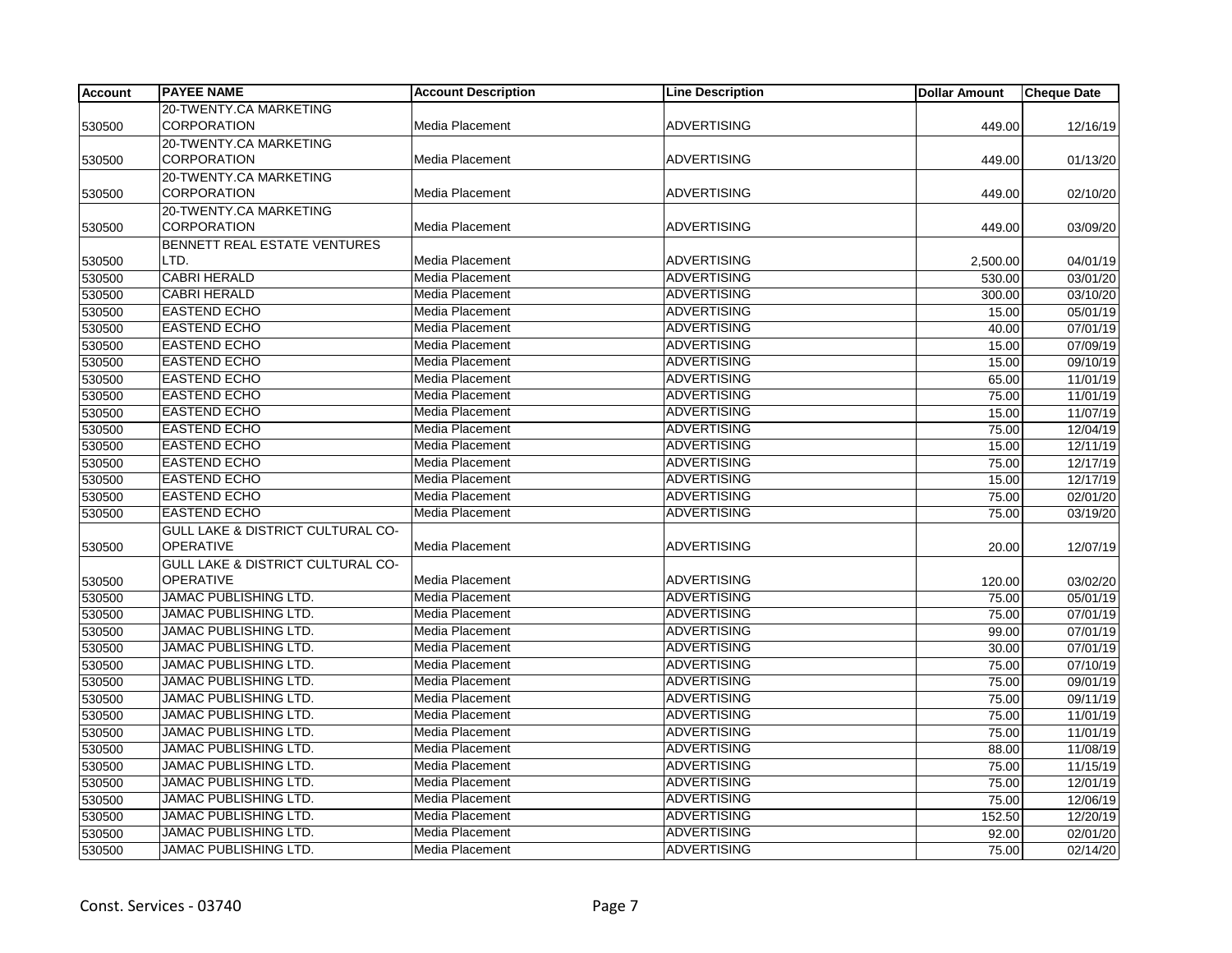| Account | PAYEE NAME | Account Description | Line Description | Dollar Amount | Cheque Date |
|---|---|---|---|---|---|
| 530500 | 20-TWENTY.CA MARKETING CORPORATION | Media Placement | ADVERTISING | 449.00 | 12/16/19 |
| 530500 | 20-TWENTY.CA MARKETING CORPORATION | Media Placement | ADVERTISING | 449.00 | 01/13/20 |
| 530500 | 20-TWENTY.CA MARKETING CORPORATION | Media Placement | ADVERTISING | 449.00 | 02/10/20 |
| 530500 | 20-TWENTY.CA MARKETING CORPORATION | Media Placement | ADVERTISING | 449.00 | 03/09/20 |
| 530500 | BENNETT REAL ESTATE VENTURES LTD. | Media Placement | ADVERTISING | 2,500.00 | 04/01/19 |
| 530500 | CABRI HERALD | Media Placement | ADVERTISING | 530.00 | 03/01/20 |
| 530500 | CABRI HERALD | Media Placement | ADVERTISING | 300.00 | 03/10/20 |
| 530500 | EASTEND ECHO | Media Placement | ADVERTISING | 15.00 | 05/01/19 |
| 530500 | EASTEND ECHO | Media Placement | ADVERTISING | 40.00 | 07/01/19 |
| 530500 | EASTEND ECHO | Media Placement | ADVERTISING | 15.00 | 07/09/19 |
| 530500 | EASTEND ECHO | Media Placement | ADVERTISING | 15.00 | 09/10/19 |
| 530500 | EASTEND ECHO | Media Placement | ADVERTISING | 65.00 | 11/01/19 |
| 530500 | EASTEND ECHO | Media Placement | ADVERTISING | 75.00 | 11/01/19 |
| 530500 | EASTEND ECHO | Media Placement | ADVERTISING | 15.00 | 11/07/19 |
| 530500 | EASTEND ECHO | Media Placement | ADVERTISING | 75.00 | 12/04/19 |
| 530500 | EASTEND ECHO | Media Placement | ADVERTISING | 15.00 | 12/11/19 |
| 530500 | EASTEND ECHO | Media Placement | ADVERTISING | 75.00 | 12/17/19 |
| 530500 | EASTEND ECHO | Media Placement | ADVERTISING | 15.00 | 12/17/19 |
| 530500 | EASTEND ECHO | Media Placement | ADVERTISING | 75.00 | 02/01/20 |
| 530500 | EASTEND ECHO | Media Placement | ADVERTISING | 75.00 | 03/19/20 |
| 530500 | GULL LAKE & DISTRICT CULTURAL CO-OPERATIVE | Media Placement | ADVERTISING | 20.00 | 12/07/19 |
| 530500 | GULL LAKE & DISTRICT CULTURAL CO-OPERATIVE | Media Placement | ADVERTISING | 120.00 | 03/02/20 |
| 530500 | JAMAC PUBLISHING LTD. | Media Placement | ADVERTISING | 75.00 | 05/01/19 |
| 530500 | JAMAC PUBLISHING LTD. | Media Placement | ADVERTISING | 75.00 | 07/01/19 |
| 530500 | JAMAC PUBLISHING LTD. | Media Placement | ADVERTISING | 99.00 | 07/01/19 |
| 530500 | JAMAC PUBLISHING LTD. | Media Placement | ADVERTISING | 30.00 | 07/01/19 |
| 530500 | JAMAC PUBLISHING LTD. | Media Placement | ADVERTISING | 75.00 | 07/10/19 |
| 530500 | JAMAC PUBLISHING LTD. | Media Placement | ADVERTISING | 75.00 | 09/01/19 |
| 530500 | JAMAC PUBLISHING LTD. | Media Placement | ADVERTISING | 75.00 | 09/11/19 |
| 530500 | JAMAC PUBLISHING LTD. | Media Placement | ADVERTISING | 75.00 | 11/01/19 |
| 530500 | JAMAC PUBLISHING LTD. | Media Placement | ADVERTISING | 75.00 | 11/01/19 |
| 530500 | JAMAC PUBLISHING LTD. | Media Placement | ADVERTISING | 88.00 | 11/08/19 |
| 530500 | JAMAC PUBLISHING LTD. | Media Placement | ADVERTISING | 75.00 | 11/15/19 |
| 530500 | JAMAC PUBLISHING LTD. | Media Placement | ADVERTISING | 75.00 | 12/01/19 |
| 530500 | JAMAC PUBLISHING LTD. | Media Placement | ADVERTISING | 75.00 | 12/06/19 |
| 530500 | JAMAC PUBLISHING LTD. | Media Placement | ADVERTISING | 152.50 | 12/20/19 |
| 530500 | JAMAC PUBLISHING LTD. | Media Placement | ADVERTISING | 92.00 | 02/01/20 |
| 530500 | JAMAC PUBLISHING LTD. | Media Placement | ADVERTISING | 75.00 | 02/14/20 |

Const. Services - 03740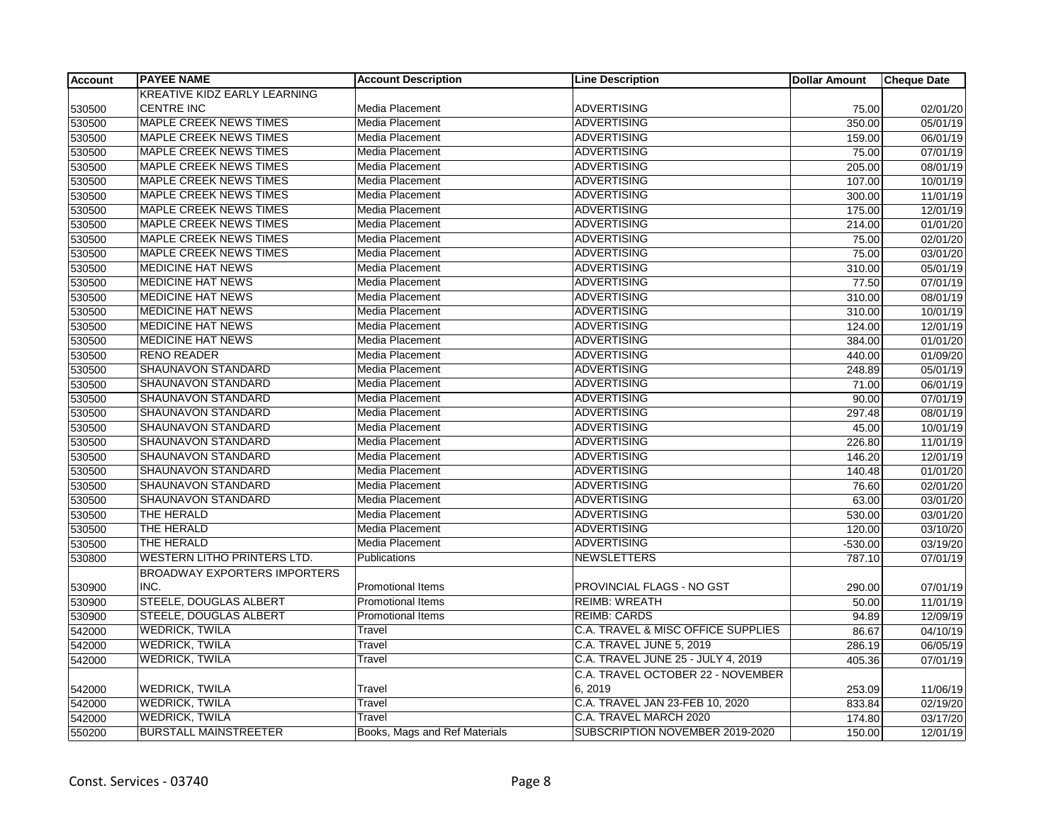| Account | PAYEE NAME | Account Description | Line Description | Dollar Amount | Cheque Date |
|---|---|---|---|---|---|
| 530500 | KREATIVE KIDZ EARLY LEARNING CENTRE INC | Media Placement | ADVERTISING | 75.00 | 02/01/20 |
| 530500 | MAPLE CREEK NEWS TIMES | Media Placement | ADVERTISING | 350.00 | 05/01/19 |
| 530500 | MAPLE CREEK NEWS TIMES | Media Placement | ADVERTISING | 159.00 | 06/01/19 |
| 530500 | MAPLE CREEK NEWS TIMES | Media Placement | ADVERTISING | 75.00 | 07/01/19 |
| 530500 | MAPLE CREEK NEWS TIMES | Media Placement | ADVERTISING | 205.00 | 08/01/19 |
| 530500 | MAPLE CREEK NEWS TIMES | Media Placement | ADVERTISING | 107.00 | 10/01/19 |
| 530500 | MAPLE CREEK NEWS TIMES | Media Placement | ADVERTISING | 300.00 | 11/01/19 |
| 530500 | MAPLE CREEK NEWS TIMES | Media Placement | ADVERTISING | 175.00 | 12/01/19 |
| 530500 | MAPLE CREEK NEWS TIMES | Media Placement | ADVERTISING | 214.00 | 01/01/20 |
| 530500 | MAPLE CREEK NEWS TIMES | Media Placement | ADVERTISING | 75.00 | 02/01/20 |
| 530500 | MAPLE CREEK NEWS TIMES | Media Placement | ADVERTISING | 75.00 | 03/01/20 |
| 530500 | MEDICINE HAT NEWS | Media Placement | ADVERTISING | 310.00 | 05/01/19 |
| 530500 | MEDICINE HAT NEWS | Media Placement | ADVERTISING | 77.50 | 07/01/19 |
| 530500 | MEDICINE HAT NEWS | Media Placement | ADVERTISING | 310.00 | 08/01/19 |
| 530500 | MEDICINE HAT NEWS | Media Placement | ADVERTISING | 310.00 | 10/01/19 |
| 530500 | MEDICINE HAT NEWS | Media Placement | ADVERTISING | 124.00 | 12/01/19 |
| 530500 | MEDICINE HAT NEWS | Media Placement | ADVERTISING | 384.00 | 01/01/20 |
| 530500 | RENO READER | Media Placement | ADVERTISING | 440.00 | 01/09/20 |
| 530500 | SHAUNAVON STANDARD | Media Placement | ADVERTISING | 248.89 | 05/01/19 |
| 530500 | SHAUNAVON STANDARD | Media Placement | ADVERTISING | 71.00 | 06/01/19 |
| 530500 | SHAUNAVON STANDARD | Media Placement | ADVERTISING | 90.00 | 07/01/19 |
| 530500 | SHAUNAVON STANDARD | Media Placement | ADVERTISING | 297.48 | 08/01/19 |
| 530500 | SHAUNAVON STANDARD | Media Placement | ADVERTISING | 45.00 | 10/01/19 |
| 530500 | SHAUNAVON STANDARD | Media Placement | ADVERTISING | 226.80 | 11/01/19 |
| 530500 | SHAUNAVON STANDARD | Media Placement | ADVERTISING | 146.20 | 12/01/19 |
| 530500 | SHAUNAVON STANDARD | Media Placement | ADVERTISING | 140.48 | 01/01/20 |
| 530500 | SHAUNAVON STANDARD | Media Placement | ADVERTISING | 76.60 | 02/01/20 |
| 530500 | SHAUNAVON STANDARD | Media Placement | ADVERTISING | 63.00 | 03/01/20 |
| 530500 | THE HERALD | Media Placement | ADVERTISING | 530.00 | 03/01/20 |
| 530500 | THE HERALD | Media Placement | ADVERTISING | 120.00 | 03/10/20 |
| 530500 | THE HERALD | Media Placement | ADVERTISING | -530.00 | 03/19/20 |
| 530800 | WESTERN LITHO PRINTERS LTD. | Publications | NEWSLETTERS | 787.10 | 07/01/19 |
| 530900 | BROADWAY EXPORTERS IMPORTERS INC. | Promotional Items | PROVINCIAL FLAGS - NO GST | 290.00 | 07/01/19 |
| 530900 | STEELE, DOUGLAS ALBERT | Promotional Items | REIMB: WREATH | 50.00 | 11/01/19 |
| 530900 | STEELE, DOUGLAS ALBERT | Promotional Items | REIMB: CARDS | 94.89 | 12/09/19 |
| 542000 | WEDRICK, TWILA | Travel | C.A. TRAVEL & MISC OFFICE SUPPLIES | 86.67 | 04/10/19 |
| 542000 | WEDRICK, TWILA | Travel | C.A. TRAVEL JUNE 5, 2019 | 286.19 | 06/05/19 |
| 542000 | WEDRICK, TWILA | Travel | C.A. TRAVEL JUNE 25 - JULY 4, 2019 | 405.36 | 07/01/19 |
| 542000 | WEDRICK, TWILA | Travel | C.A. TRAVEL OCTOBER 22 - NOVEMBER 6, 2019 | 253.09 | 11/06/19 |
| 542000 | WEDRICK, TWILA | Travel | C.A. TRAVEL JAN 23-FEB 10, 2020 | 833.84 | 02/19/20 |
| 542000 | WEDRICK, TWILA | Travel | C.A. TRAVEL MARCH 2020 | 174.80 | 03/17/20 |
| 550200 | BURSTALL MAINSTREETER | Books, Mags and Ref Materials | SUBSCRIPTION NOVEMBER 2019-2020 | 150.00 | 12/01/19 |

Const. Services - 03740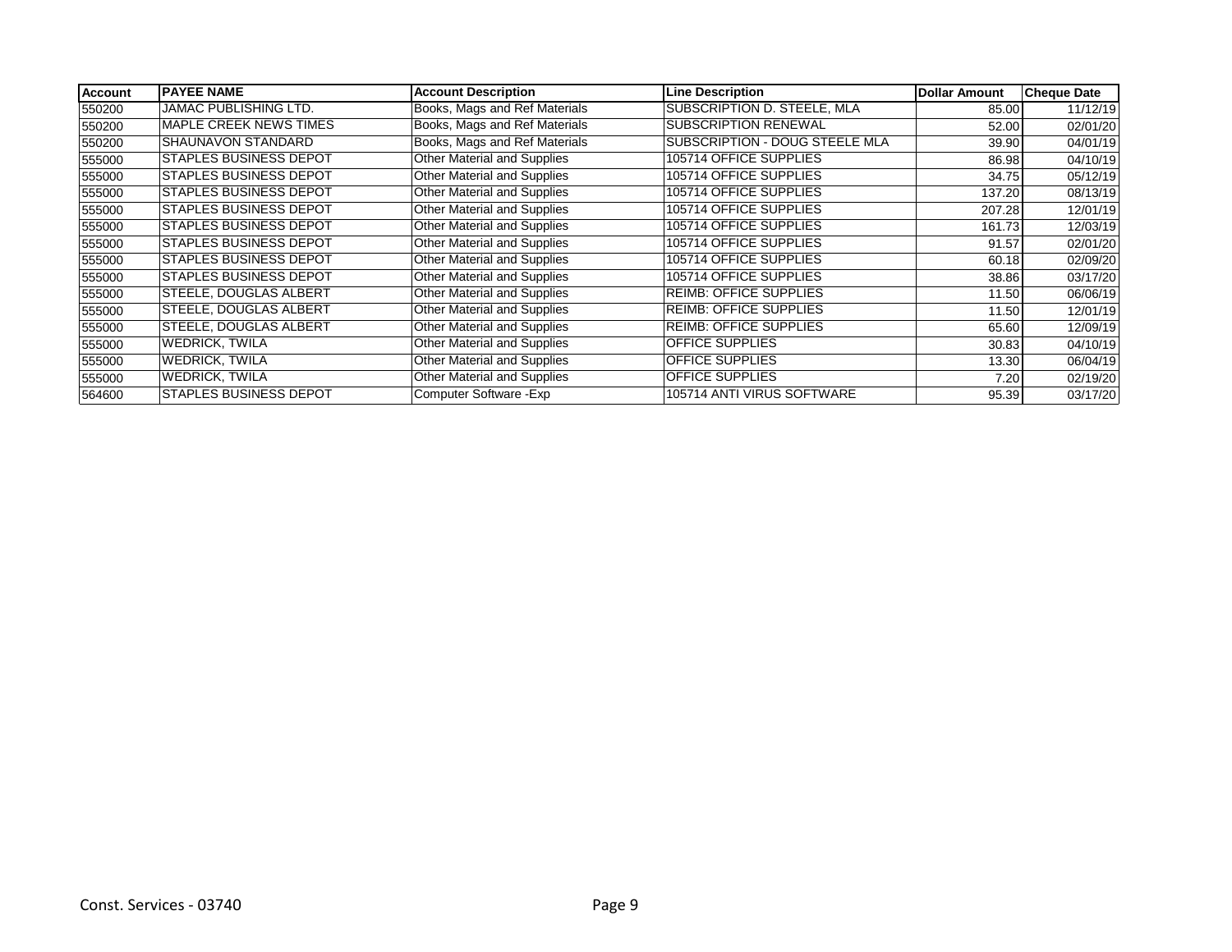| Account | PAYEE NAME | Account Description | Line Description | Dollar Amount | Cheque Date |
|---|---|---|---|---|---|
| 550200 | JAMAC PUBLISHING LTD. | Books, Mags and Ref Materials | SUBSCRIPTION D. STEELE, MLA | 85.00 | 11/12/19 |
| 550200 | MAPLE CREEK NEWS TIMES | Books, Mags and Ref Materials | SUBSCRIPTION RENEWAL | 52.00 | 02/01/20 |
| 550200 | SHAUNAVON STANDARD | Books, Mags and Ref Materials | SUBSCRIPTION - DOUG STEELE MLA | 39.90 | 04/01/19 |
| 555000 | STAPLES BUSINESS DEPOT | Other Material and Supplies | 105714 OFFICE SUPPLIES | 86.98 | 04/10/19 |
| 555000 | STAPLES BUSINESS DEPOT | Other Material and Supplies | 105714 OFFICE SUPPLIES | 34.75 | 05/12/19 |
| 555000 | STAPLES BUSINESS DEPOT | Other Material and Supplies | 105714 OFFICE SUPPLIES | 137.20 | 08/13/19 |
| 555000 | STAPLES BUSINESS DEPOT | Other Material and Supplies | 105714 OFFICE SUPPLIES | 207.28 | 12/01/19 |
| 555000 | STAPLES BUSINESS DEPOT | Other Material and Supplies | 105714 OFFICE SUPPLIES | 161.73 | 12/03/19 |
| 555000 | STAPLES BUSINESS DEPOT | Other Material and Supplies | 105714 OFFICE SUPPLIES | 91.57 | 02/01/20 |
| 555000 | STAPLES BUSINESS DEPOT | Other Material and Supplies | 105714 OFFICE SUPPLIES | 60.18 | 02/09/20 |
| 555000 | STAPLES BUSINESS DEPOT | Other Material and Supplies | 105714 OFFICE SUPPLIES | 38.86 | 03/17/20 |
| 555000 | STEELE, DOUGLAS ALBERT | Other Material and Supplies | REIMB: OFFICE SUPPLIES | 11.50 | 06/06/19 |
| 555000 | STEELE, DOUGLAS ALBERT | Other Material and Supplies | REIMB: OFFICE SUPPLIES | 11.50 | 12/01/19 |
| 555000 | STEELE, DOUGLAS ALBERT | Other Material and Supplies | REIMB: OFFICE SUPPLIES | 65.60 | 12/09/19 |
| 555000 | WEDRICK, TWILA | Other Material and Supplies | OFFICE SUPPLIES | 30.83 | 04/10/19 |
| 555000 | WEDRICK, TWILA | Other Material and Supplies | OFFICE SUPPLIES | 13.30 | 06/04/19 |
| 555000 | WEDRICK, TWILA | Other Material and Supplies | OFFICE SUPPLIES | 7.20 | 02/19/20 |
| 564600 | STAPLES BUSINESS DEPOT | Computer Software -Exp | 105714 ANTI VIRUS SOFTWARE | 95.39 | 03/17/20 |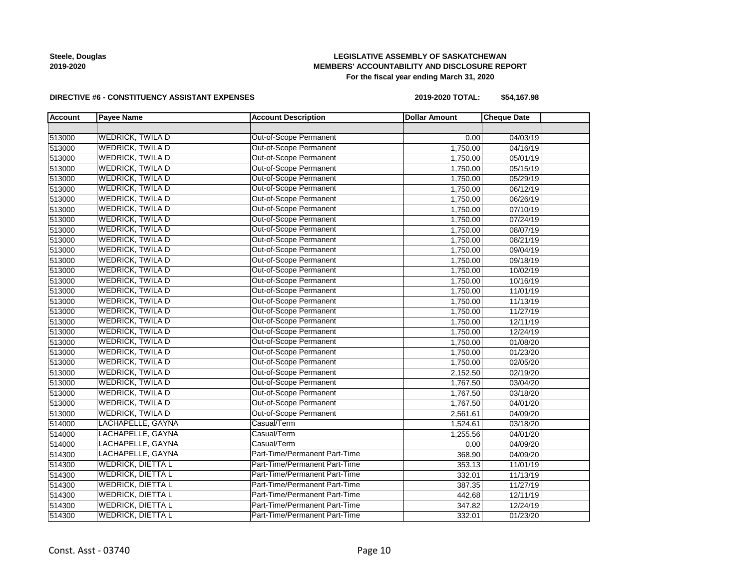**Steele, Douglas**
**2019-2020**

**LEGISLATIVE ASSEMBLY OF SASKATCHEWAN**
**MEMBERS' ACCOUNTABILITY AND DISCLOSURE REPORT**
**For the fiscal year ending March 31, 2020**

**DIRECTIVE #6 - CONSTITUENCY ASSISTANT EXPENSES** **2019-2020 TOTAL: $54,167.98**

| Account | Payee Name | Account Description | Dollar Amount | Cheque Date | |
|---|---|---|---|---|---|
| | | | | | |
| 513000 | WEDRICK, TWILA D | Out-of-Scope Permanent | 0.00 | 04/03/19 | |
| 513000 | WEDRICK, TWILA D | Out-of-Scope Permanent | 1,750.00 | 04/16/19 | |
| 513000 | WEDRICK, TWILA D | Out-of-Scope Permanent | 1,750.00 | 05/01/19 | |
| 513000 | WEDRICK, TWILA D | Out-of-Scope Permanent | 1,750.00 | 05/15/19 | |
| 513000 | WEDRICK, TWILA D | Out-of-Scope Permanent | 1,750.00 | 05/29/19 | |
| 513000 | WEDRICK, TWILA D | Out-of-Scope Permanent | 1,750.00 | 06/12/19 | |
| 513000 | WEDRICK, TWILA D | Out-of-Scope Permanent | 1,750.00 | 06/26/19 | |
| 513000 | WEDRICK, TWILA D | Out-of-Scope Permanent | 1,750.00 | 07/10/19 | |
| 513000 | WEDRICK, TWILA D | Out-of-Scope Permanent | 1,750.00 | 07/24/19 | |
| 513000 | WEDRICK, TWILA D | Out-of-Scope Permanent | 1,750.00 | 08/07/19 | |
| 513000 | WEDRICK, TWILA D | Out-of-Scope Permanent | 1,750.00 | 08/21/19 | |
| 513000 | WEDRICK, TWILA D | Out-of-Scope Permanent | 1,750.00 | 09/04/19 | |
| 513000 | WEDRICK, TWILA D | Out-of-Scope Permanent | 1,750.00 | 09/18/19 | |
| 513000 | WEDRICK, TWILA D | Out-of-Scope Permanent | 1,750.00 | 10/02/19 | |
| 513000 | WEDRICK, TWILA D | Out-of-Scope Permanent | 1,750.00 | 10/16/19 | |
| 513000 | WEDRICK, TWILA D | Out-of-Scope Permanent | 1,750.00 | 11/01/19 | |
| 513000 | WEDRICK, TWILA D | Out-of-Scope Permanent | 1,750.00 | 11/13/19 | |
| 513000 | WEDRICK, TWILA D | Out-of-Scope Permanent | 1,750.00 | 11/27/19 | |
| 513000 | WEDRICK, TWILA D | Out-of-Scope Permanent | 1,750.00 | 12/11/19 | |
| 513000 | WEDRICK, TWILA D | Out-of-Scope Permanent | 1,750.00 | 12/24/19 | |
| 513000 | WEDRICK, TWILA D | Out-of-Scope Permanent | 1,750.00 | 01/08/20 | |
| 513000 | WEDRICK, TWILA D | Out-of-Scope Permanent | 1,750.00 | 01/23/20 | |
| 513000 | WEDRICK, TWILA D | Out-of-Scope Permanent | 1,750.00 | 02/05/20 | |
| 513000 | WEDRICK, TWILA D | Out-of-Scope Permanent | 2,152.50 | 02/19/20 | |
| 513000 | WEDRICK, TWILA D | Out-of-Scope Permanent | 1,767.50 | 03/04/20 | |
| 513000 | WEDRICK, TWILA D | Out-of-Scope Permanent | 1,767.50 | 03/18/20 | |
| 513000 | WEDRICK, TWILA D | Out-of-Scope Permanent | 1,767.50 | 04/01/20 | |
| 513000 | WEDRICK, TWILA D | Out-of-Scope Permanent | 2,561.61 | 04/09/20 | |
| 514000 | LACHAPELLE, GAYNA | Casual/Term | 1,524.61 | 03/18/20 | |
| 514000 | LACHAPELLE, GAYNA | Casual/Term | 1,255.56 | 04/01/20 | |
| 514000 | LACHAPELLE, GAYNA | Casual/Term | 0.00 | 04/09/20 | |
| 514300 | LACHAPELLE, GAYNA | Part-Time/Permanent Part-Time | 368.90 | 04/09/20 | |
| 514300 | WEDRICK, DIETTA L | Part-Time/Permanent Part-Time | 353.13 | 11/01/19 | |
| 514300 | WEDRICK, DIETTA L | Part-Time/Permanent Part-Time | 332.01 | 11/13/19 | |
| 514300 | WEDRICK, DIETTA L | Part-Time/Permanent Part-Time | 387.35 | 11/27/19 | |
| 514300 | WEDRICK, DIETTA L | Part-Time/Permanent Part-Time | 442.68 | 12/11/19 | |
| 514300 | WEDRICK, DIETTA L | Part-Time/Permanent Part-Time | 347.82 | 12/24/19 | |
| 514300 | WEDRICK, DIETTA L | Part-Time/Permanent Part-Time | 332.01 | 01/23/20 | |

Const. Asst - 03740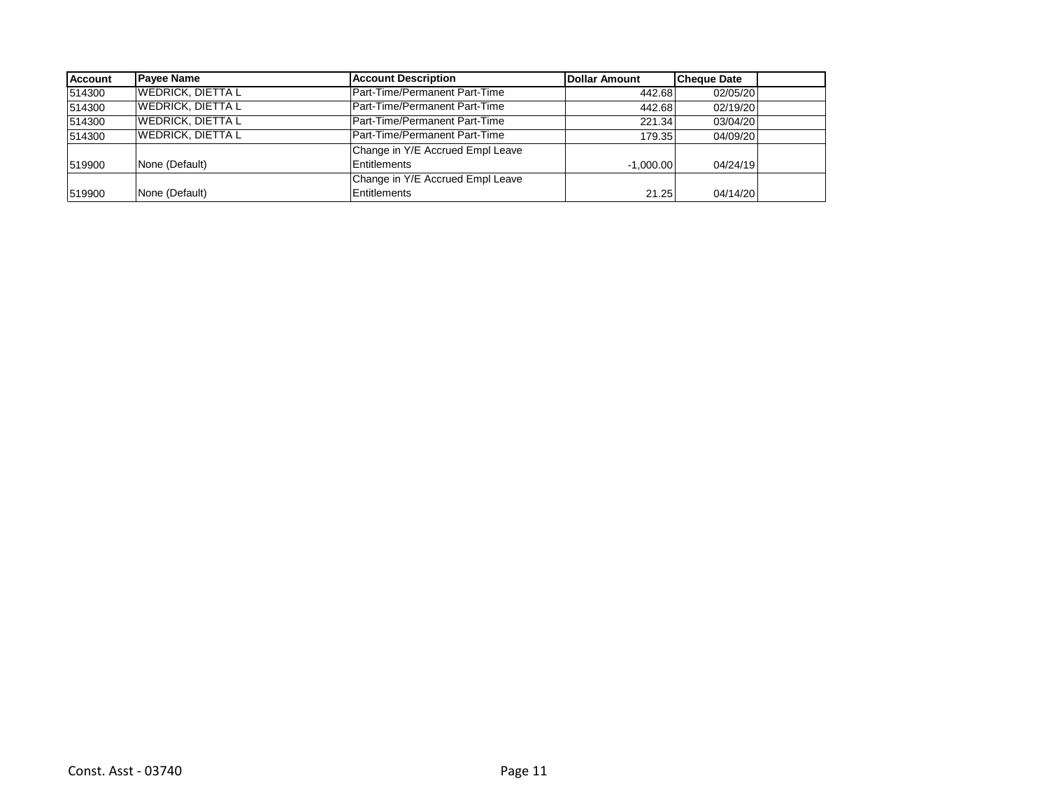| Account | Payee Name | Account Description | Dollar Amount | Cheque Date | |
|---|---|---|---|---|---|
| 514300 | WEDRICK, DIETTA L | Part-Time/Permanent Part-Time | 442.68 | 02/05/20 | |
| 514300 | WEDRICK, DIETTA L | Part-Time/Permanent Part-Time | 442.68 | 02/19/20 | |
| 514300 | WEDRICK, DIETTA L | Part-Time/Permanent Part-Time | 221.34 | 03/04/20 | |
| 514300 | WEDRICK, DIETTA L | Part-Time/Permanent Part-Time | 179.35 | 04/09/20 | |
| 519900 | None (Default) | Change in Y/E Accrued Empl Leave Entitlements | -1,000.00 | 04/24/19 | |
| 519900 | None (Default) | Change in Y/E Accrued Empl Leave Entitlements | 21.25 | 04/14/20 | |

Const. Asst - 03740